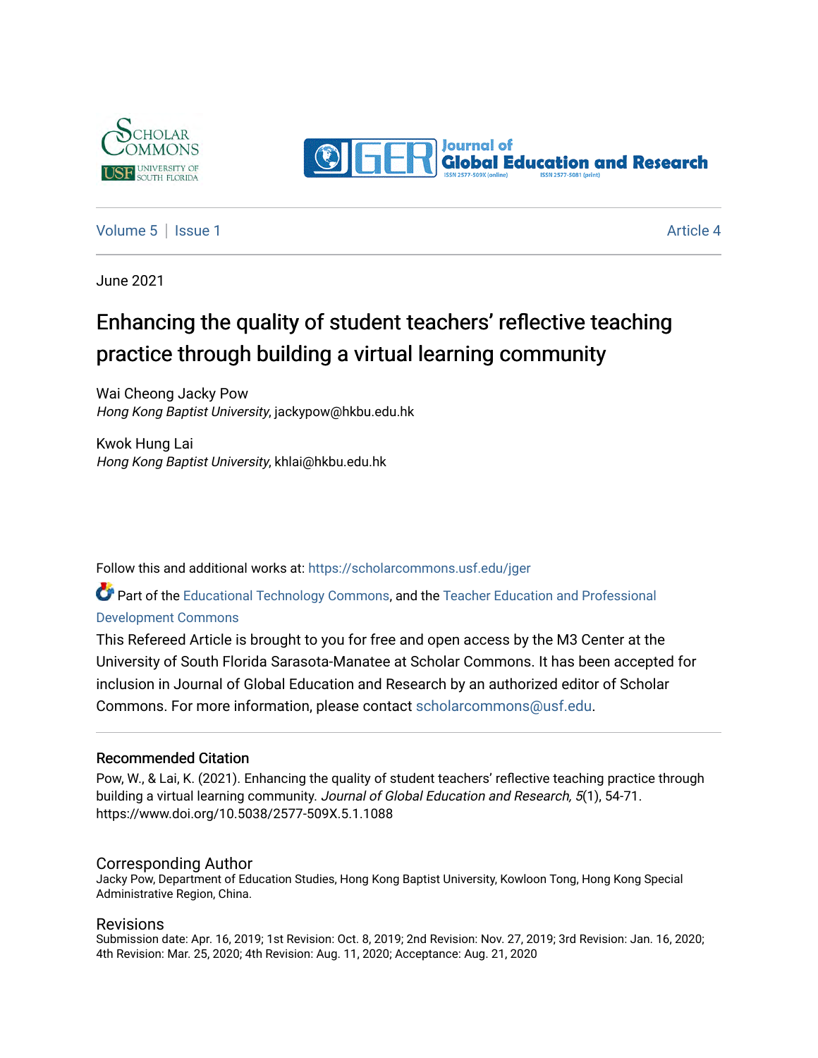Volume 5 | Issue 1 Article 4

June 2021

# Enhancing the quality of student teachers' reflective teaching practice through building a virtual learning community

Wai Cheong Jacky Pow
*Hong Kong Baptist University*, jackypow@hkbu.edu.hk

Kwok Hung Lai
*Hong Kong Baptist University*, khlai@hkbu.edu.hk

Follow this and additional works at: https://scholarcommons.usf.edu/jger

Part of the Educational Technology Commons, and the Teacher Education and Professional Development Commons

This Refereed Article is brought to you for free and open access by the M3 Center at the University of South Florida Sarasota-Manatee at Scholar Commons. It has been accepted for inclusion in Journal of Global Education and Research by an authorized editor of Scholar Commons. For more information, please contact scholarcommons@usf.edu.

## Recommended Citation

Pow, W., & Lai, K. (2021). Enhancing the quality of student teachers' reflective teaching practice through building a virtual learning community. *Journal of Global Education and Research, 5*(1), 54-71. https://www.doi.org/10.5038/2577-509X.5.1.1088

## Corresponding Author

Jacky Pow, Department of Education Studies, Hong Kong Baptist University, Kowloon Tong, Hong Kong Special Administrative Region, China.

## Revisions

Submission date: Apr. 16, 2019; 1st Revision: Oct. 8, 2019; 2nd Revision: Nov. 27, 2019; 3rd Revision: Jan. 16, 2020; 4th Revision: Mar. 25, 2020; 4th Revision: Aug. 11, 2020; Acceptance: Aug. 21, 2020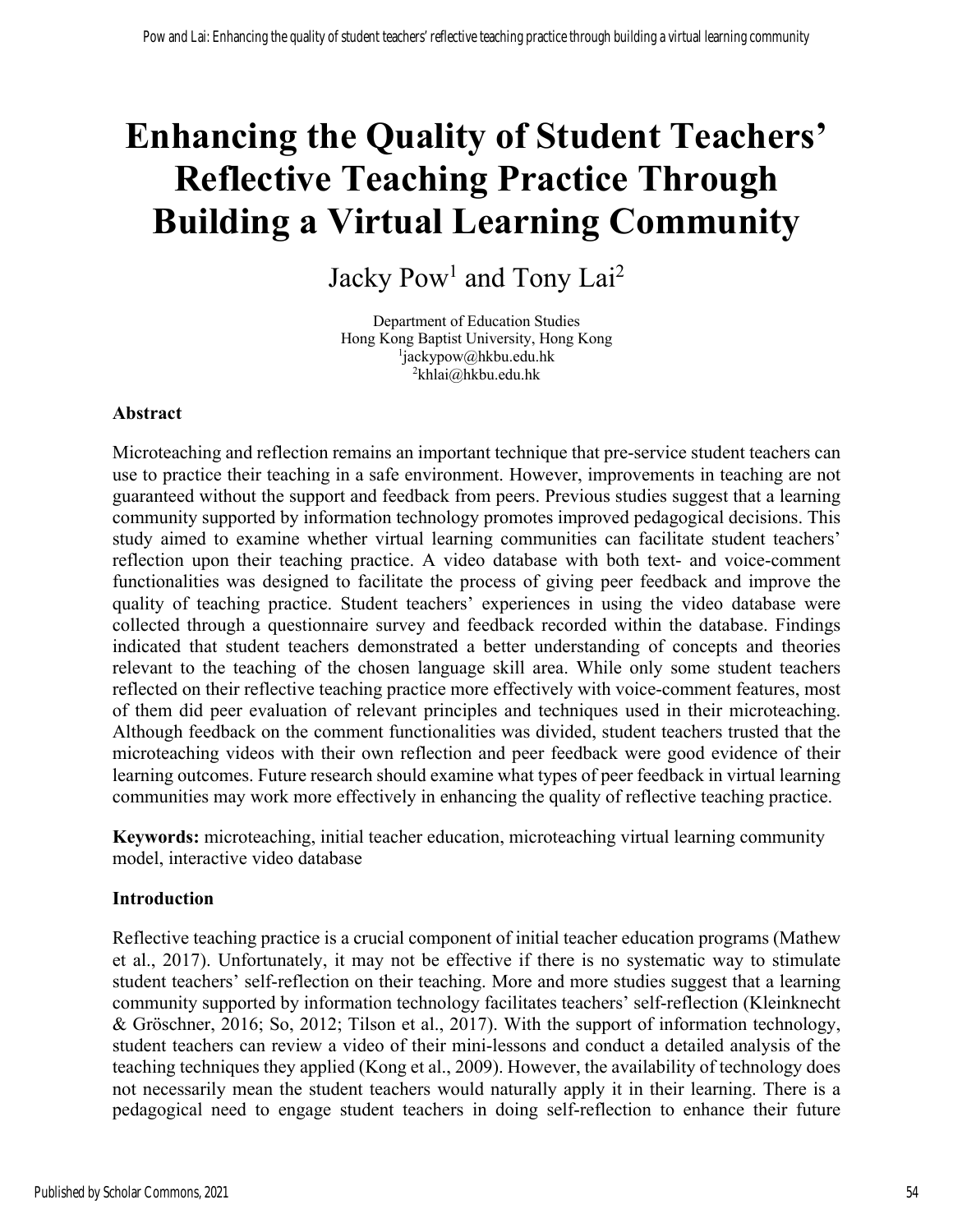# Enhancing the Quality of Student Teachers' Reflective Teaching Practice Through Building a Virtual Learning Community

Jacky Pow[1] and Tony Lai[2]

Department of Education Studies
Hong Kong Baptist University, Hong Kong
[1]jackypow@hkbu.edu.hk
[2]khlai@hkbu.edu.hk

### Abstract

Microteaching and reflection remains an important technique that pre-service student teachers can use to practice their teaching in a safe environment. However, improvements in teaching are not guaranteed without the support and feedback from peers. Previous studies suggest that a learning community supported by information technology promotes improved pedagogical decisions. This study aimed to examine whether virtual learning communities can facilitate student teachers' reflection upon their teaching practice. A video database with both text- and voice-comment functionalities was designed to facilitate the process of giving peer feedback and improve the quality of teaching practice. Student teachers' experiences in using the video database were collected through a questionnaire survey and feedback recorded within the database. Findings indicated that student teachers demonstrated a better understanding of concepts and theories relevant to the teaching of the chosen language skill area. While only some student teachers reflected on their reflective teaching practice more effectively with voice-comment features, most of them did peer evaluation of relevant principles and techniques used in their microteaching. Although feedback on the comment functionalities was divided, student teachers trusted that the microteaching videos with their own reflection and peer feedback were good evidence of their learning outcomes. Future research should examine what types of peer feedback in virtual learning communities may work more effectively in enhancing the quality of reflective teaching practice.

**Keywords:** microteaching, initial teacher education, microteaching virtual learning community model, interactive video database

### Introduction

Reflective teaching practice is a crucial component of initial teacher education programs (Mathew et al., 2017). Unfortunately, it may not be effective if there is no systematic way to stimulate student teachers' self-reflection on their teaching. More and more studies suggest that a learning community supported by information technology facilitates teachers' self-reflection (Kleinknecht & Gröschner, 2016; So, 2012; Tilson et al., 2017). With the support of information technology, student teachers can review a video of their mini-lessons and conduct a detailed analysis of the teaching techniques they applied (Kong et al., 2009). However, the availability of technology does not necessarily mean the student teachers would naturally apply it in their learning. There is a pedagogical need to engage student teachers in doing self-reflection to enhance their future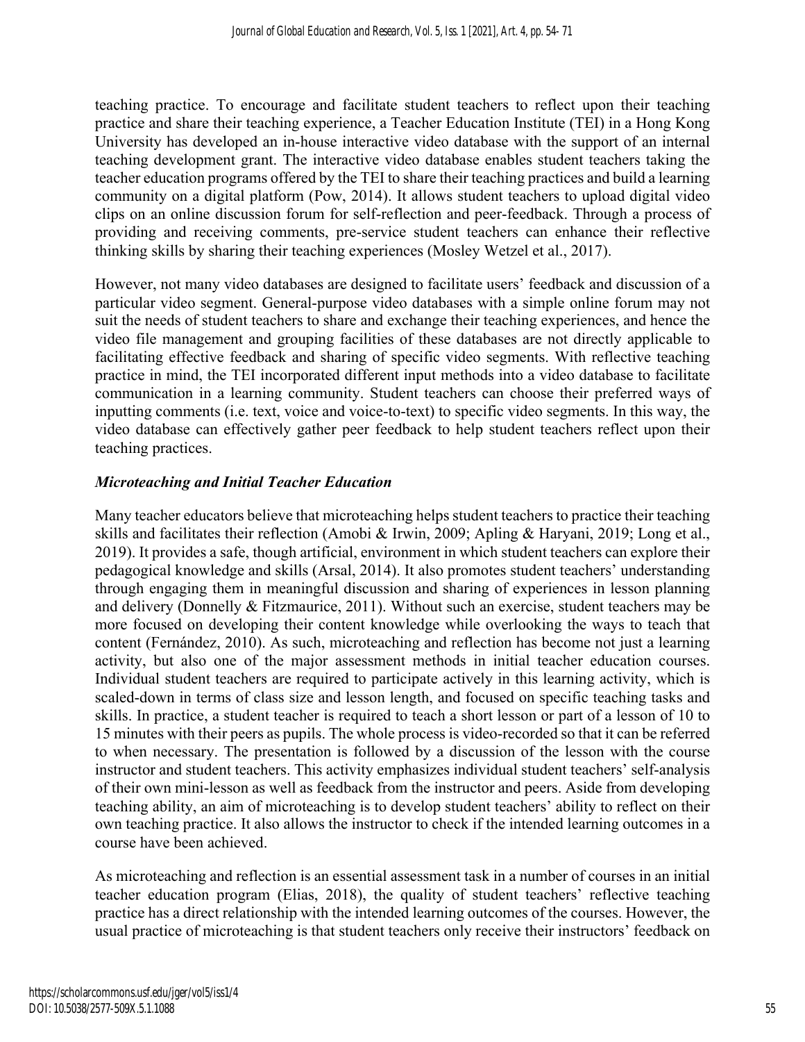teaching practice. To encourage and facilitate student teachers to reflect upon their teaching practice and share their teaching experience, a Teacher Education Institute (TEI) in a Hong Kong University has developed an in-house interactive video database with the support of an internal teaching development grant. The interactive video database enables student teachers taking the teacher education programs offered by the TEI to share their teaching practices and build a learning community on a digital platform (Pow, 2014). It allows student teachers to upload digital video clips on an online discussion forum for self-reflection and peer-feedback. Through a process of providing and receiving comments, pre-service student teachers can enhance their reflective thinking skills by sharing their teaching experiences (Mosley Wetzel et al., 2017).

However, not many video databases are designed to facilitate users' feedback and discussion of a particular video segment. General-purpose video databases with a simple online forum may not suit the needs of student teachers to share and exchange their teaching experiences, and hence the video file management and grouping facilities of these databases are not directly applicable to facilitating effective feedback and sharing of specific video segments. With reflective teaching practice in mind, the TEI incorporated different input methods into a video database to facilitate communication in a learning community. Student teachers can choose their preferred ways of inputting comments (i.e. text, voice and voice-to-text) to specific video segments. In this way, the video database can effectively gather peer feedback to help student teachers reflect upon their teaching practices.

### *Microteaching and Initial Teacher Education*

Many teacher educators believe that microteaching helps student teachers to practice their teaching skills and facilitates their reflection (Amobi & Irwin, 2009; Apling & Haryani, 2019; Long et al., 2019). It provides a safe, though artificial, environment in which student teachers can explore their pedagogical knowledge and skills (Arsal, 2014). It also promotes student teachers' understanding through engaging them in meaningful discussion and sharing of experiences in lesson planning and delivery (Donnelly & Fitzmaurice, 2011). Without such an exercise, student teachers may be more focused on developing their content knowledge while overlooking the ways to teach that content (Fernández, 2010). As such, microteaching and reflection has become not just a learning activity, but also one of the major assessment methods in initial teacher education courses. Individual student teachers are required to participate actively in this learning activity, which is scaled-down in terms of class size and lesson length, and focused on specific teaching tasks and skills. In practice, a student teacher is required to teach a short lesson or part of a lesson of 10 to 15 minutes with their peers as pupils. The whole process is video-recorded so that it can be referred to when necessary. The presentation is followed by a discussion of the lesson with the course instructor and student teachers. This activity emphasizes individual student teachers' self-analysis of their own mini-lesson as well as feedback from the instructor and peers. Aside from developing teaching ability, an aim of microteaching is to develop student teachers' ability to reflect on their own teaching practice. It also allows the instructor to check if the intended learning outcomes in a course have been achieved.

As microteaching and reflection is an essential assessment task in a number of courses in an initial teacher education program (Elias, 2018), the quality of student teachers' reflective teaching practice has a direct relationship with the intended learning outcomes of the courses. However, the usual practice of microteaching is that student teachers only receive their instructors' feedback on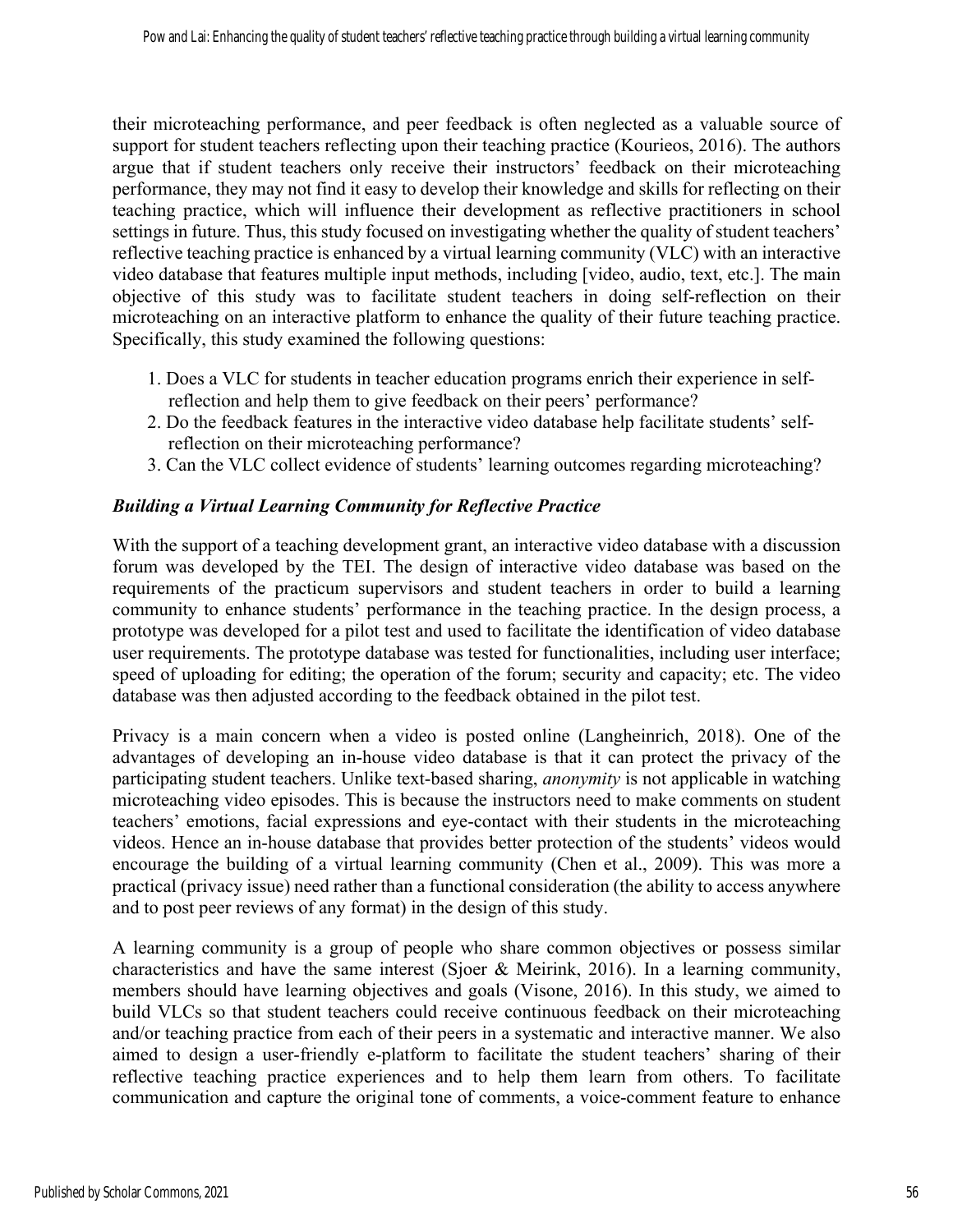their microteaching performance, and peer feedback is often neglected as a valuable source of support for student teachers reflecting upon their teaching practice (Kourieos, 2016). The authors argue that if student teachers only receive their instructors' feedback on their microteaching performance, they may not find it easy to develop their knowledge and skills for reflecting on their teaching practice, which will influence their development as reflective practitioners in school settings in future. Thus, this study focused on investigating whether the quality of student teachers' reflective teaching practice is enhanced by a virtual learning community (VLC) with an interactive video database that features multiple input methods, including [video, audio, text, etc.]. The main objective of this study was to facilitate student teachers in doing self-reflection on their microteaching on an interactive platform to enhance the quality of their future teaching practice. Specifically, this study examined the following questions:

1. Does a VLC for students in teacher education programs enrich their experience in self-reflection and help them to give feedback on their peers' performance?
2. Do the feedback features in the interactive video database help facilitate students' self-reflection on their microteaching performance?
3. Can the VLC collect evidence of students' learning outcomes regarding microteaching?

### *Building a Virtual Learning Community for Reflective Practice*

With the support of a teaching development grant, an interactive video database with a discussion forum was developed by the TEI. The design of interactive video database was based on the requirements of the practicum supervisors and student teachers in order to build a learning community to enhance students' performance in the teaching practice. In the design process, a prototype was developed for a pilot test and used to facilitate the identification of video database user requirements. The prototype database was tested for functionalities, including user interface; speed of uploading for editing; the operation of the forum; security and capacity; etc. The video database was then adjusted according to the feedback obtained in the pilot test.

Privacy is a main concern when a video is posted online (Langheinrich, 2018). One of the advantages of developing an in-house video database is that it can protect the privacy of the participating student teachers. Unlike text-based sharing, *anonymity* is not applicable in watching microteaching video episodes. This is because the instructors need to make comments on student teachers' emotions, facial expressions and eye-contact with their students in the microteaching videos. Hence an in-house database that provides better protection of the students' videos would encourage the building of a virtual learning community (Chen et al., 2009). This was more a practical (privacy issue) need rather than a functional consideration (the ability to access anywhere and to post peer reviews of any format) in the design of this study.

A learning community is a group of people who share common objectives or possess similar characteristics and have the same interest (Sjoer & Meirink, 2016). In a learning community, members should have learning objectives and goals (Visone, 2016). In this study, we aimed to build VLCs so that student teachers could receive continuous feedback on their microteaching and/or teaching practice from each of their peers in a systematic and interactive manner. We also aimed to design a user-friendly e-platform to facilitate the student teachers' sharing of their reflective teaching practice experiences and to help them learn from others. To facilitate communication and capture the original tone of comments, a voice-comment feature to enhance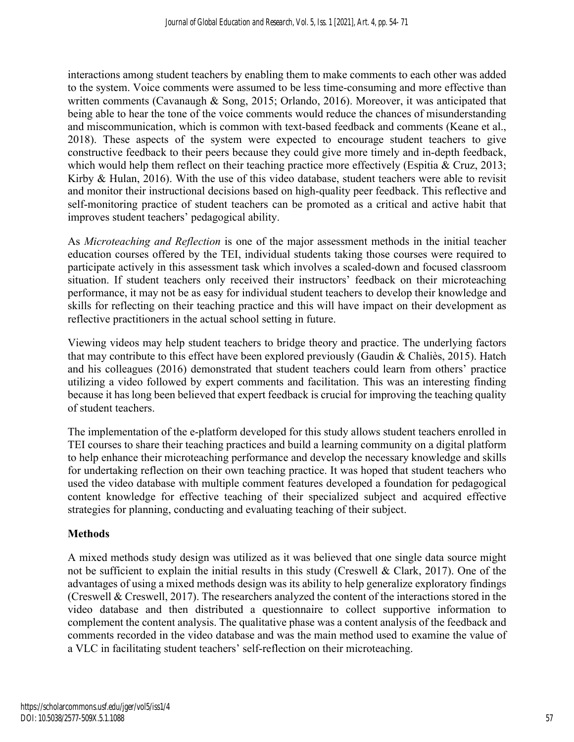interactions among student teachers by enabling them to make comments to each other was added to the system. Voice comments were assumed to be less time-consuming and more effective than written comments (Cavanaugh & Song, 2015; Orlando, 2016). Moreover, it was anticipated that being able to hear the tone of the voice comments would reduce the chances of misunderstanding and miscommunication, which is common with text-based feedback and comments (Keane et al., 2018). These aspects of the system were expected to encourage student teachers to give constructive feedback to their peers because they could give more timely and in-depth feedback, which would help them reflect on their teaching practice more effectively (Espitia & Cruz, 2013; Kirby & Hulan, 2016). With the use of this video database, student teachers were able to revisit and monitor their instructional decisions based on high-quality peer feedback. This reflective and self-monitoring practice of student teachers can be promoted as a critical and active habit that improves student teachers' pedagogical ability.

As *Microteaching and Reflection* is one of the major assessment methods in the initial teacher education courses offered by the TEI, individual students taking those courses were required to participate actively in this assessment task which involves a scaled-down and focused classroom situation. If student teachers only received their instructors' feedback on their microteaching performance, it may not be as easy for individual student teachers to develop their knowledge and skills for reflecting on their teaching practice and this will have impact on their development as reflective practitioners in the actual school setting in future.

Viewing videos may help student teachers to bridge theory and practice. The underlying factors that may contribute to this effect have been explored previously (Gaudin & Chaliès, 2015). Hatch and his colleagues (2016) demonstrated that student teachers could learn from others' practice utilizing a video followed by expert comments and facilitation. This was an interesting finding because it has long been believed that expert feedback is crucial for improving the teaching quality of student teachers.

The implementation of the e-platform developed for this study allows student teachers enrolled in TEI courses to share their teaching practices and build a learning community on a digital platform to help enhance their microteaching performance and develop the necessary knowledge and skills for undertaking reflection on their own teaching practice. It was hoped that student teachers who used the video database with multiple comment features developed a foundation for pedagogical content knowledge for effective teaching of their specialized subject and acquired effective strategies for planning, conducting and evaluating teaching of their subject.

## Methods

A mixed methods study design was utilized as it was believed that one single data source might not be sufficient to explain the initial results in this study (Creswell & Clark, 2017). One of the advantages of using a mixed methods design was its ability to help generalize exploratory findings (Creswell & Creswell, 2017). The researchers analyzed the content of the interactions stored in the video database and then distributed a questionnaire to collect supportive information to complement the content analysis. The qualitative phase was a content analysis of the feedback and comments recorded in the video database and was the main method used to examine the value of a VLC in facilitating student teachers' self-reflection on their microteaching.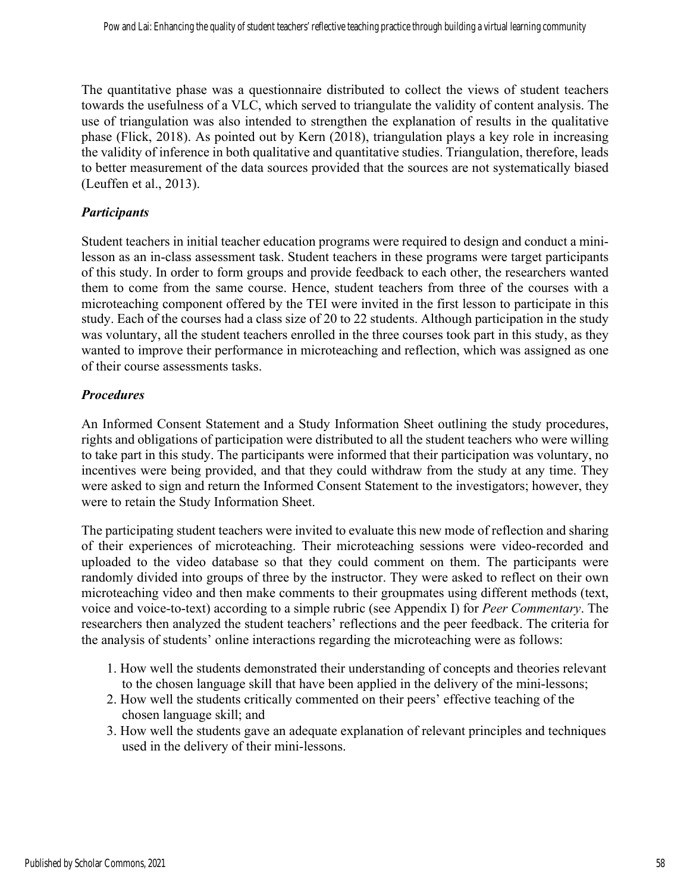The quantitative phase was a questionnaire distributed to collect the views of student teachers towards the usefulness of a VLC, which served to triangulate the validity of content analysis. The use of triangulation was also intended to strengthen the explanation of results in the qualitative phase (Flick, 2018). As pointed out by Kern (2018), triangulation plays a key role in increasing the validity of inference in both qualitative and quantitative studies. Triangulation, therefore, leads to better measurement of the data sources provided that the sources are not systematically biased (Leuffen et al., 2013).

### *Participants*

Student teachers in initial teacher education programs were required to design and conduct a mini-lesson as an in-class assessment task. Student teachers in these programs were target participants of this study. In order to form groups and provide feedback to each other, the researchers wanted them to come from the same course. Hence, student teachers from three of the courses with a microteaching component offered by the TEI were invited in the first lesson to participate in this study. Each of the courses had a class size of 20 to 22 students. Although participation in the study was voluntary, all the student teachers enrolled in the three courses took part in this study, as they wanted to improve their performance in microteaching and reflection, which was assigned as one of their course assessments tasks.

### *Procedures*

An Informed Consent Statement and a Study Information Sheet outlining the study procedures, rights and obligations of participation were distributed to all the student teachers who were willing to take part in this study. The participants were informed that their participation was voluntary, no incentives were being provided, and that they could withdraw from the study at any time. They were asked to sign and return the Informed Consent Statement to the investigators; however, they were to retain the Study Information Sheet.

The participating student teachers were invited to evaluate this new mode of reflection and sharing of their experiences of microteaching. Their microteaching sessions were video-recorded and uploaded to the video database so that they could comment on them. The participants were randomly divided into groups of three by the instructor. They were asked to reflect on their own microteaching video and then make comments to their groupmates using different methods (text, voice and voice-to-text) according to a simple rubric (see Appendix I) for *Peer Commentary*. The researchers then analyzed the student teachers' reflections and the peer feedback. The criteria for the analysis of students' online interactions regarding the microteaching were as follows:

1. How well the students demonstrated their understanding of concepts and theories relevant to the chosen language skill that have been applied in the delivery of the mini-lessons;
2. How well the students critically commented on their peers' effective teaching of the chosen language skill; and
3. How well the students gave an adequate explanation of relevant principles and techniques used in the delivery of their mini-lessons.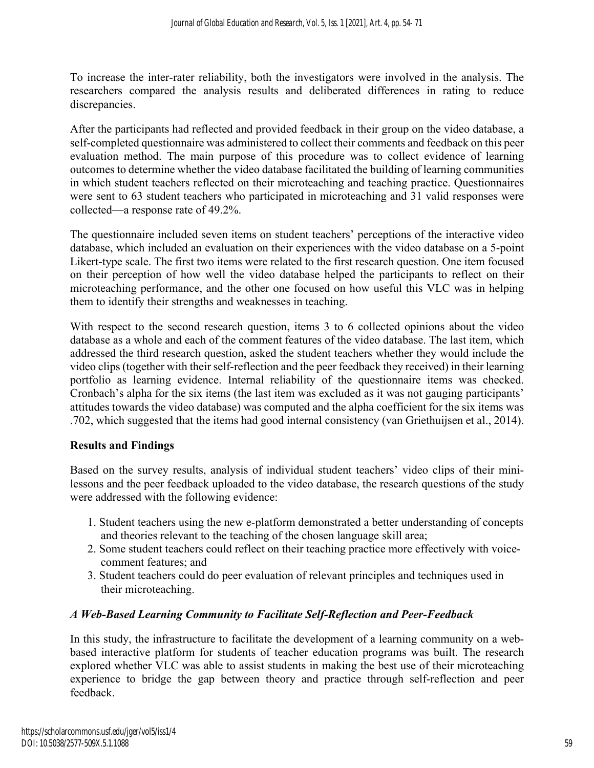To increase the inter-rater reliability, both the investigators were involved in the analysis. The researchers compared the analysis results and deliberated differences in rating to reduce discrepancies.

After the participants had reflected and provided feedback in their group on the video database, a self-completed questionnaire was administered to collect their comments and feedback on this peer evaluation method. The main purpose of this procedure was to collect evidence of learning outcomes to determine whether the video database facilitated the building of learning communities in which student teachers reflected on their microteaching and teaching practice. Questionnaires were sent to 63 student teachers who participated in microteaching and 31 valid responses were collected—a response rate of 49.2%.

The questionnaire included seven items on student teachers' perceptions of the interactive video database, which included an evaluation on their experiences with the video database on a 5-point Likert-type scale. The first two items were related to the first research question. One item focused on their perception of how well the video database helped the participants to reflect on their microteaching performance, and the other one focused on how useful this VLC was in helping them to identify their strengths and weaknesses in teaching.

With respect to the second research question, items 3 to 6 collected opinions about the video database as a whole and each of the comment features of the video database. The last item, which addressed the third research question, asked the student teachers whether they would include the video clips (together with their self-reflection and the peer feedback they received) in their learning portfolio as learning evidence. Internal reliability of the questionnaire items was checked. Cronbach's alpha for the six items (the last item was excluded as it was not gauging participants' attitudes towards the video database) was computed and the alpha coefficient for the six items was .702, which suggested that the items had good internal consistency (van Griethuijsen et al., 2014).

## Results and Findings

Based on the survey results, analysis of individual student teachers' video clips of their mini-lessons and the peer feedback uploaded to the video database, the research questions of the study were addressed with the following evidence:

1. Student teachers using the new e-platform demonstrated a better understanding of concepts and theories relevant to the teaching of the chosen language skill area;
2. Some student teachers could reflect on their teaching practice more effectively with voice-comment features; and
3. Student teachers could do peer evaluation of relevant principles and techniques used in their microteaching.

### *A Web-Based Learning Community to Facilitate Self-Reflection and Peer-Feedback*

In this study, the infrastructure to facilitate the development of a learning community on a web-based interactive platform for students of teacher education programs was built. The research explored whether VLC was able to assist students in making the best use of their microteaching experience to bridge the gap between theory and practice through self-reflection and peer feedback.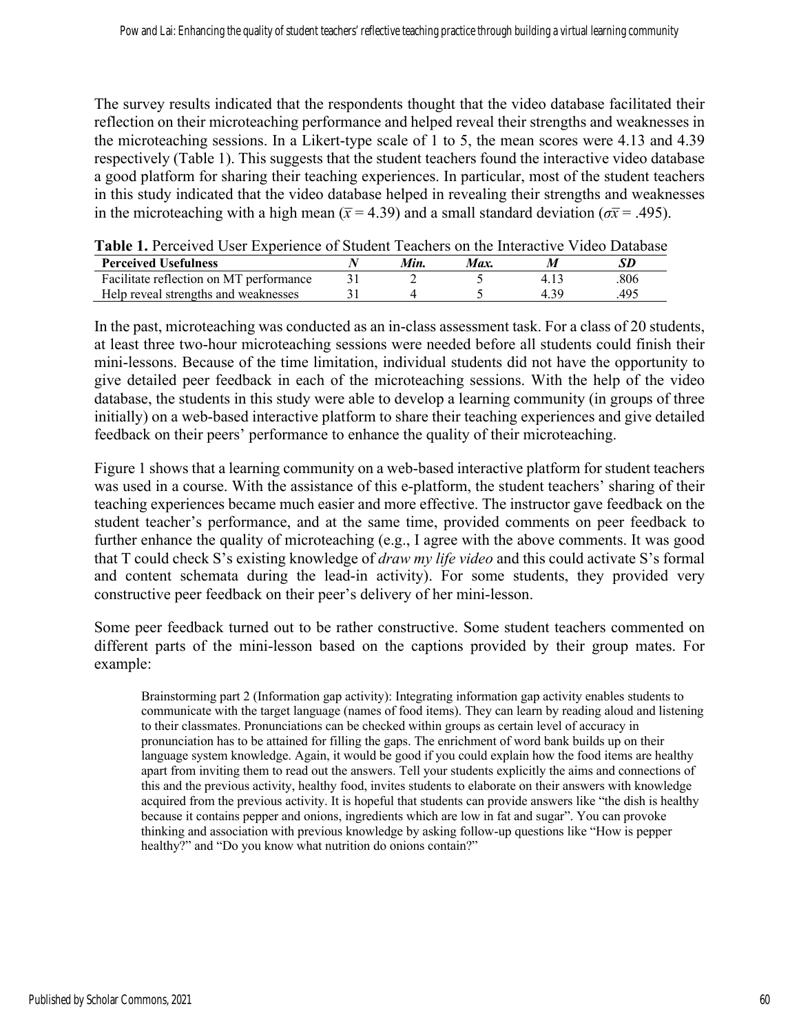The survey results indicated that the respondents thought that the video database facilitated their reflection on their microteaching performance and helped reveal their strengths and weaknesses in the microteaching sessions. In a Likert-type scale of 1 to 5, the mean scores were 4.13 and 4.39 respectively (Table 1). This suggests that the student teachers found the interactive video database a good platform for sharing their teaching experiences. In particular, most of the student teachers in this study indicated that the video database helped in revealing their strengths and weaknesses in the microteaching with a high mean ($\bar{x} = 4.39$) and a small standard deviation ($\sigma\bar{x} = .495$).

**Table 1.** Perceived User Experience of Student Teachers on the Interactive Video Database

| Perceived Usefulness | *N* | *Min.* | *Max.* | *M* | *SD* |
|---|---|---|---|---|---|
| Facilitate reflection on MT performance | 31 | 2 | 5 | 4.13 | .806 |
| Help reveal strengths and weaknesses | 31 | 4 | 5 | 4.39 | .495 |

In the past, microteaching was conducted as an in-class assessment task. For a class of 20 students, at least three two-hour microteaching sessions were needed before all students could finish their mini-lessons. Because of the time limitation, individual students did not have the opportunity to give detailed peer feedback in each of the microteaching sessions. With the help of the video database, the students in this study were able to develop a learning community (in groups of three initially) on a web-based interactive platform to share their teaching experiences and give detailed feedback on their peers' performance to enhance the quality of their microteaching.

Figure 1 shows that a learning community on a web-based interactive platform for student teachers was used in a course. With the assistance of this e-platform, the student teachers' sharing of their teaching experiences became much easier and more effective. The instructor gave feedback on the student teacher's performance, and at the same time, provided comments on peer feedback to further enhance the quality of microteaching (e.g., I agree with the above comments. It was good that T could check S's existing knowledge of *draw my life video* and this could activate S's formal and content schemata during the lead-in activity). For some students, they provided very constructive peer feedback on their peer's delivery of her mini-lesson.

Some peer feedback turned out to be rather constructive. Some student teachers commented on different parts of the mini-lesson based on the captions provided by their group mates. For example:

> Brainstorming part 2 (Information gap activity): Integrating information gap activity enables students to communicate with the target language (names of food items). They can learn by reading aloud and listening to their classmates. Pronunciations can be checked within groups as certain level of accuracy in pronunciation has to be attained for filling the gaps. The enrichment of word bank builds up on their language system knowledge. Again, it would be good if you could explain how the food items are healthy apart from inviting them to read out the answers. Tell your students explicitly the aims and connections of this and the previous activity, healthy food, invites students to elaborate on their answers with knowledge acquired from the previous activity. It is hopeful that students can provide answers like "the dish is healthy because it contains pepper and onions, ingredients which are low in fat and sugar". You can provoke thinking and association with previous knowledge by asking follow-up questions like "How is pepper healthy?" and "Do you know what nutrition do onions contain?"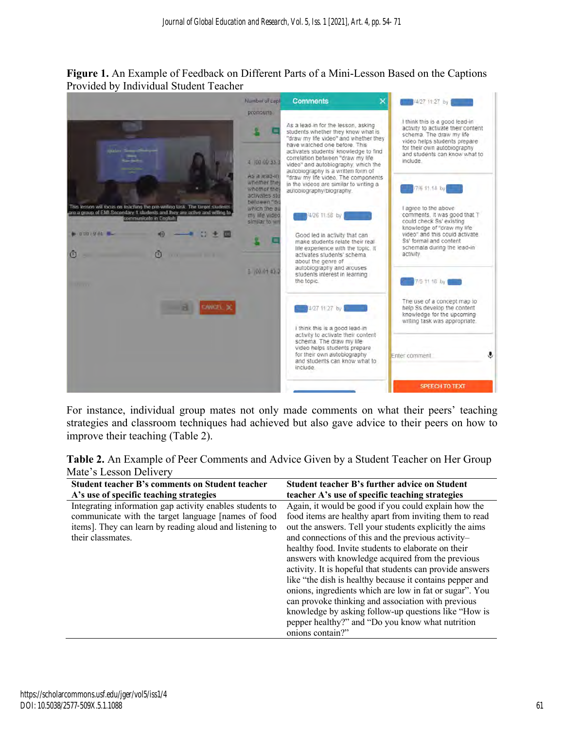**Figure 1.** An Example of Feedback on Different Parts of a Mini-Lesson Based on the Captions Provided by Individual Student Teacher

For instance, individual group mates not only made comments on what their peers' teaching strategies and classroom techniques had achieved but also gave advice to their peers on how to improve their teaching (Table 2).

**Table 2.** An Example of Peer Comments and Advice Given by a Student Teacher on Her Group Mate's Lesson Delivery

| Student teacher B's comments on Student teacher A's use of specific teaching strategies | Student teacher B's further advice on Student teacher A's use of specific teaching strategies |
|---|---|
| Integrating information gap activity enables students to communicate with the target language [names of food items]. They can learn by reading aloud and listening to their classmates. | Again, it would be good if you could explain how the food items are healthy apart from inviting them to read out the answers. Tell your students explicitly the aims and connections of this and the previous activity– healthy food. Invite students to elaborate on their answers with knowledge acquired from the previous activity. It is hopeful that students can provide answers like "the dish is healthy because it contains pepper and onions, ingredients which are low in fat or sugar". You can provoke thinking and association with previous knowledge by asking follow-up questions like "How is pepper healthy?" and "Do you know what nutrition onions contain?" |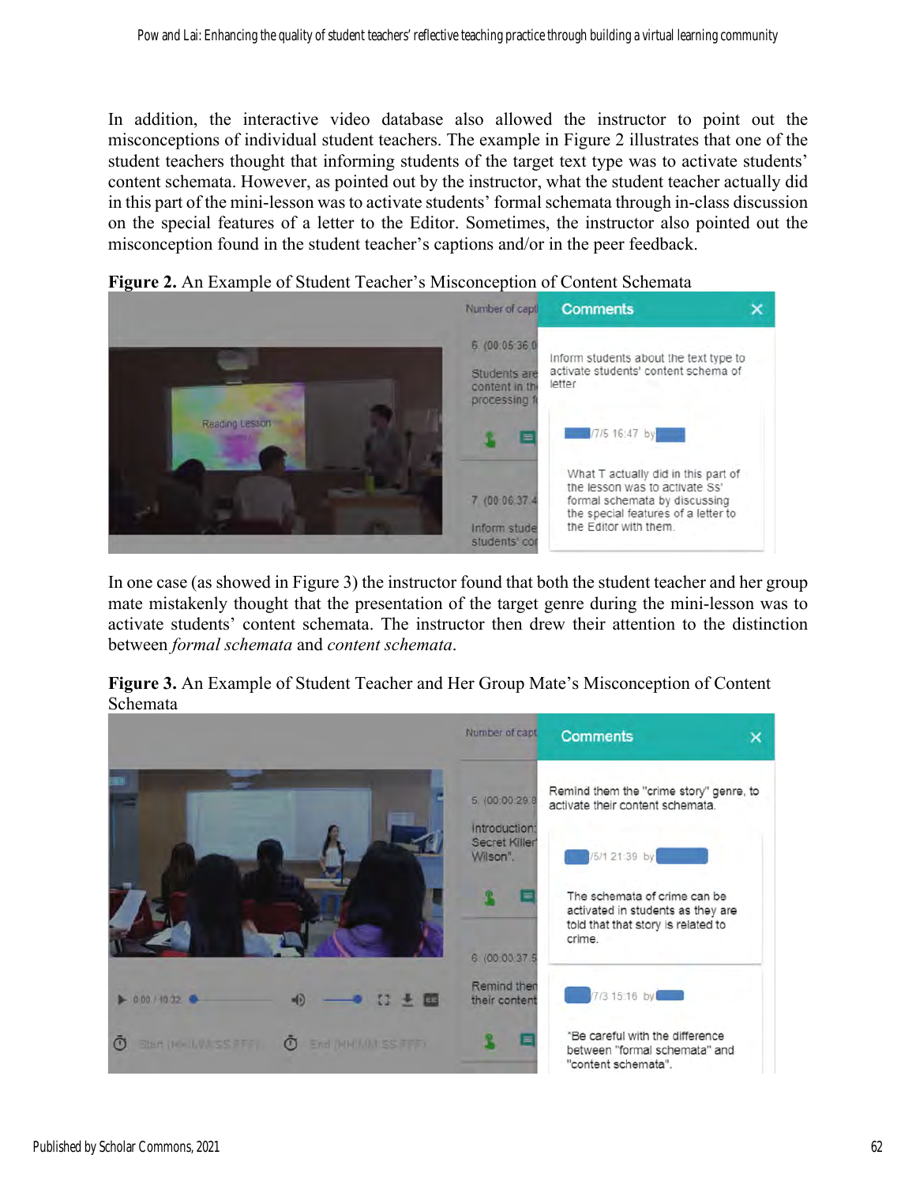In addition, the interactive video database also allowed the instructor to point out the misconceptions of individual student teachers. The example in Figure 2 illustrates that one of the student teachers thought that informing students of the target text type was to activate students' content schemata. However, as pointed out by the instructor, what the student teacher actually did in this part of the mini-lesson was to activate students' formal schemata through in-class discussion on the special features of a letter to the Editor. Sometimes, the instructor also pointed out the misconception found in the student teacher's captions and/or in the peer feedback.

**Figure 2.** An Example of Student Teacher's Misconception of Content Schemata

In one case (as showed in Figure 3) the instructor found that both the student teacher and her group mate mistakenly thought that the presentation of the target genre during the mini-lesson was to activate students' content schemata. The instructor then drew their attention to the distinction between *formal schemata* and *content schemata*.

**Figure 3.** An Example of Student Teacher and Her Group Mate's Misconception of Content Schemata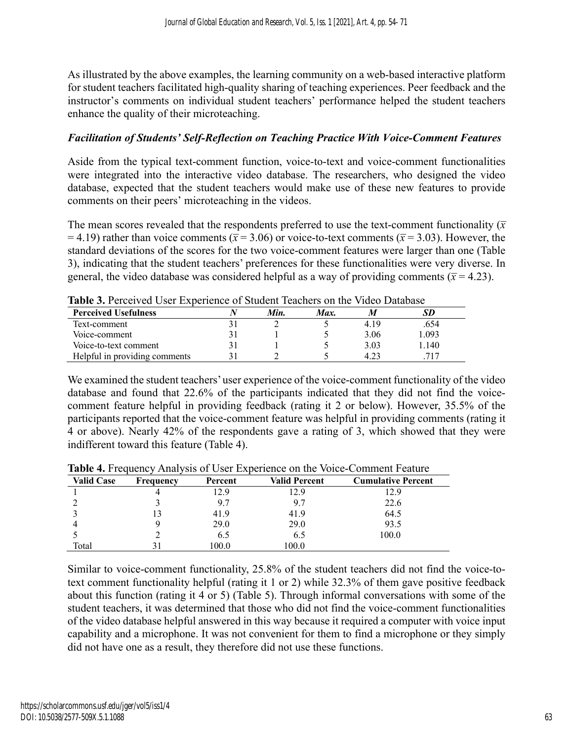As illustrated by the above examples, the learning community on a web-based interactive platform for student teachers facilitated high-quality sharing of teaching experiences. Peer feedback and the instructor's comments on individual student teachers' performance helped the student teachers enhance the quality of their microteaching.

### *Facilitation of Students' Self-Reflection on Teaching Practice With Voice-Comment Features*

Aside from the typical text-comment function, voice-to-text and voice-comment functionalities were integrated into the interactive video database. The researchers, who designed the video database, expected that the student teachers would make use of these new features to provide comments on their peers' microteaching in the videos.

The mean scores revealed that the respondents preferred to use the text-comment functionality ($\bar{x} = 4.19$) rather than voice comments ($\bar{x} = 3.06$) or voice-to-text comments ($\bar{x} = 3.03$). However, the standard deviations of the scores for the two voice-comment features were larger than one (Table 3), indicating that the student teachers' preferences for these functionalities were very diverse. In general, the video database was considered helpful as a way of providing comments ($\bar{x} = 4.23$).

**Table 3.** Perceived User Experience of Student Teachers on the Video Database

| **Perceived Usefulness** | ***N*** | ***Min.*** | ***Max.*** | ***M*** | ***SD*** |
|---|---|---|---|---|---|
| Text-comment | 31 | 2 | 5 | 4.19 | .654 |
| Voice-comment | 31 | 1 | 5 | 3.06 | 1.093 |
| Voice-to-text comment | 31 | 1 | 5 | 3.03 | 1.140 |
| Helpful in providing comments | 31 | 2 | 5 | 4.23 | .717 |

We examined the student teachers' user experience of the voice-comment functionality of the video database and found that 22.6% of the participants indicated that they did not find the voice-comment feature helpful in providing feedback (rating it 2 or below). However, 35.5% of the participants reported that the voice-comment feature was helpful in providing comments (rating it 4 or above). Nearly 42% of the respondents gave a rating of 3, which showed that they were indifferent toward this feature (Table 4).

**Table 4.** Frequency Analysis of User Experience on the Voice-Comment Feature

| **Valid Case** | **Frequency** | **Percent** | **Valid Percent** | **Cumulative Percent** |
|---|---|---|---|---|
| 1 | 4 | 12.9 | 12.9 | 12.9 |
| 2 | 3 | 9.7 | 9.7 | 22.6 |
| 3 | 13 | 41.9 | 41.9 | 64.5 |
| 4 | 9 | 29.0 | 29.0 | 93.5 |
| 5 | 2 | 6.5 | 6.5 | 100.0 |
| Total | 31 | 100.0 | 100.0 | |

Similar to voice-comment functionality, 25.8% of the student teachers did not find the voice-to-text comment functionality helpful (rating it 1 or 2) while 32.3% of them gave positive feedback about this function (rating it 4 or 5) (Table 5). Through informal conversations with some of the student teachers, it was determined that those who did not find the voice-comment functionalities of the video database helpful answered in this way because it required a computer with voice input capability and a microphone. It was not convenient for them to find a microphone or they simply did not have one as a result, they therefore did not use these functions.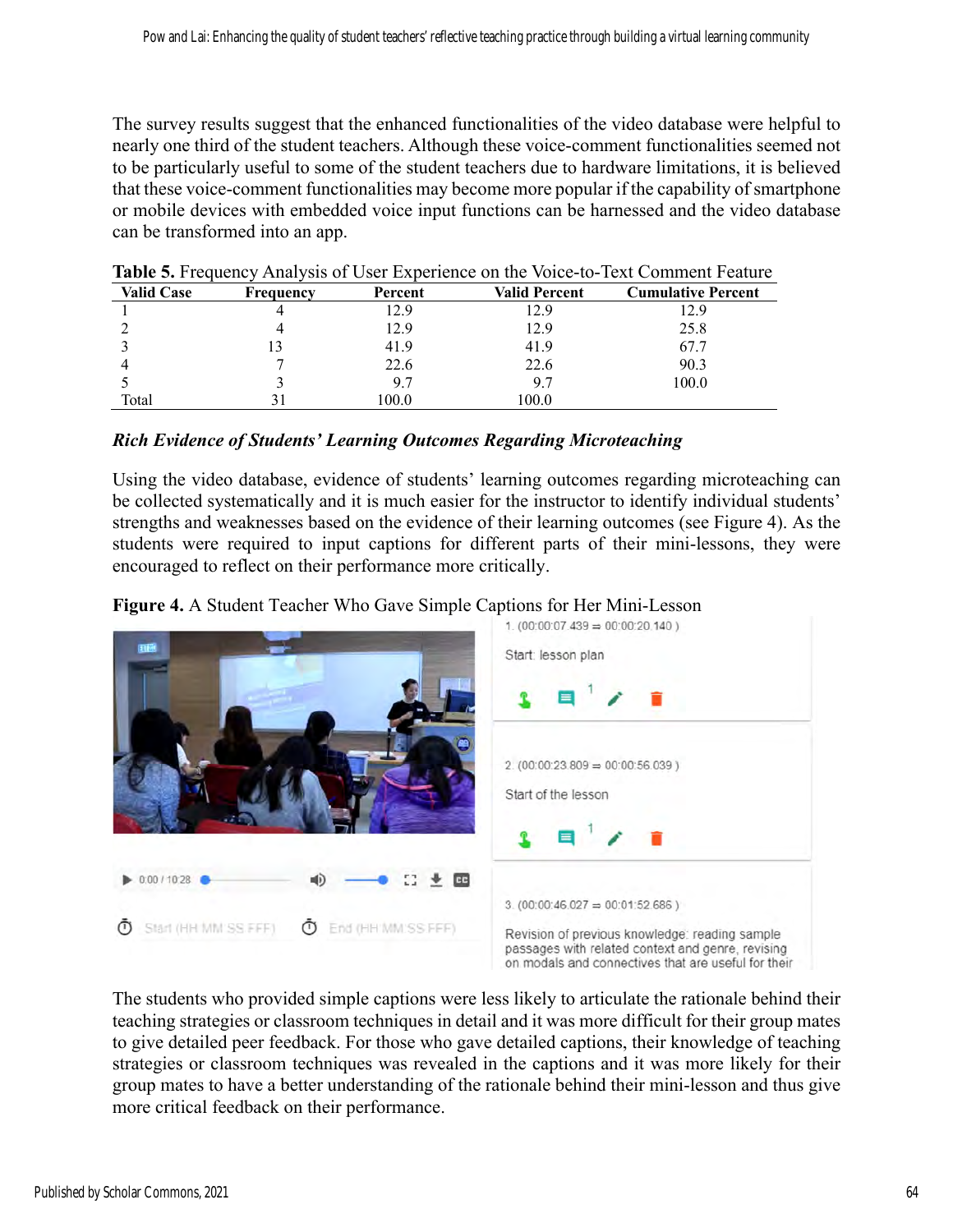The survey results suggest that the enhanced functionalities of the video database were helpful to nearly one third of the student teachers. Although these voice-comment functionalities seemed not to be particularly useful to some of the student teachers due to hardware limitations, it is believed that these voice-comment functionalities may become more popular if the capability of smartphone or mobile devices with embedded voice input functions can be harnessed and the video database can be transformed into an app.

**Table 5.** Frequency Analysis of User Experience on the Voice-to-Text Comment Feature

| Valid Case | Frequency | Percent | Valid Percent | Cumulative Percent |
|---|---|---|---|---|
| 1 | 4 | 12.9 | 12.9 | 12.9 |
| 2 | 4 | 12.9 | 12.9 | 25.8 |
| 3 | 13 | 41.9 | 41.9 | 67.7 |
| 4 | 7 | 22.6 | 22.6 | 90.3 |
| 5 | 3 | 9.7 | 9.7 | 100.0 |
| Total | 31 | 100.0 | 100.0 | |

### *Rich Evidence of Students' Learning Outcomes Regarding Microteaching*

Using the video database, evidence of students' learning outcomes regarding microteaching can be collected systematically and it is much easier for the instructor to identify individual students' strengths and weaknesses based on the evidence of their learning outcomes (see Figure 4). As the students were required to input captions for different parts of their mini-lessons, they were encouraged to reflect on their performance more critically.

**Figure 4.** A Student Teacher Who Gave Simple Captions for Her Mini-Lesson

The students who provided simple captions were less likely to articulate the rationale behind their teaching strategies or classroom techniques in detail and it was more difficult for their group mates to give detailed peer feedback. For those who gave detailed captions, their knowledge of teaching strategies or classroom techniques was revealed in the captions and it was more likely for their group mates to have a better understanding of the rationale behind their mini-lesson and thus give more critical feedback on their performance.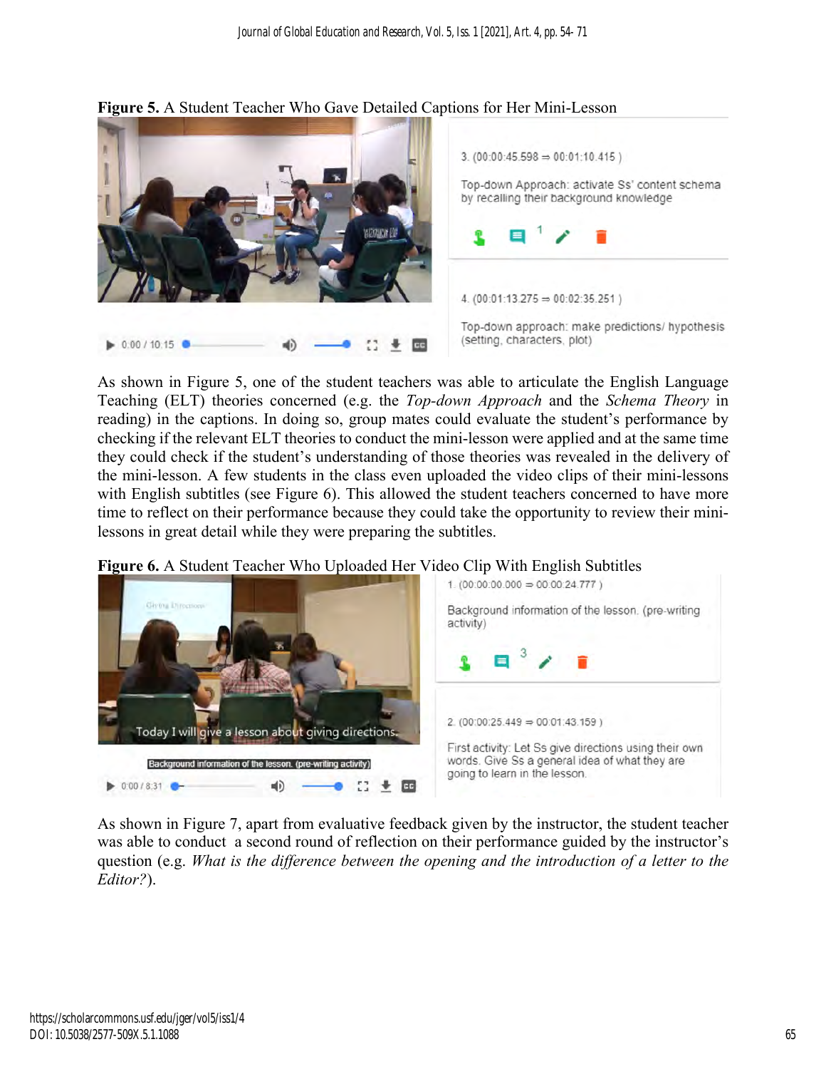**Figure 5.** A Student Teacher Who Gave Detailed Captions for Her Mini-Lesson

3. (00:00:45.598 ⇒ 00:01:10.415 )

Top-down Approach: activate Ss' content schema by recalling their background knowledge

4. (00:01:13.275 ⇒ 00:02:35.251 )

Top-down approach: make predictions/ hypothesis (setting, characters, plot)

As shown in Figure 5, one of the student teachers was able to articulate the English Language Teaching (ELT) theories concerned (e.g. the *Top-down Approach* and the *Schema Theory* in reading) in the captions. In doing so, group mates could evaluate the student's performance by checking if the relevant ELT theories to conduct the mini-lesson were applied and at the same time they could check if the student's understanding of those theories was revealed in the delivery of the mini-lesson. A few students in the class even uploaded the video clips of their mini-lessons with English subtitles (see Figure 6). This allowed the student teachers concerned to have more time to reflect on their performance because they could take the opportunity to review their mini-lessons in great detail while they were preparing the subtitles.

**Figure 6.** A Student Teacher Who Uploaded Her Video Clip With English Subtitles

1. (00:00:00.000 ⇒ 00:00:24.777 )

Background information of the lesson. (pre-writing activity)

2. (00:00:25.449 ⇒ 00:01:43.159 )

First activity: Let Ss give directions using their own words. Give Ss a general idea of what they are going to learn in the lesson.

As shown in Figure 7, apart from evaluative feedback given by the instructor, the student teacher was able to conduct a second round of reflection on their performance guided by the instructor's question (e.g. *What is the difference between the opening and the introduction of a letter to the Editor?*).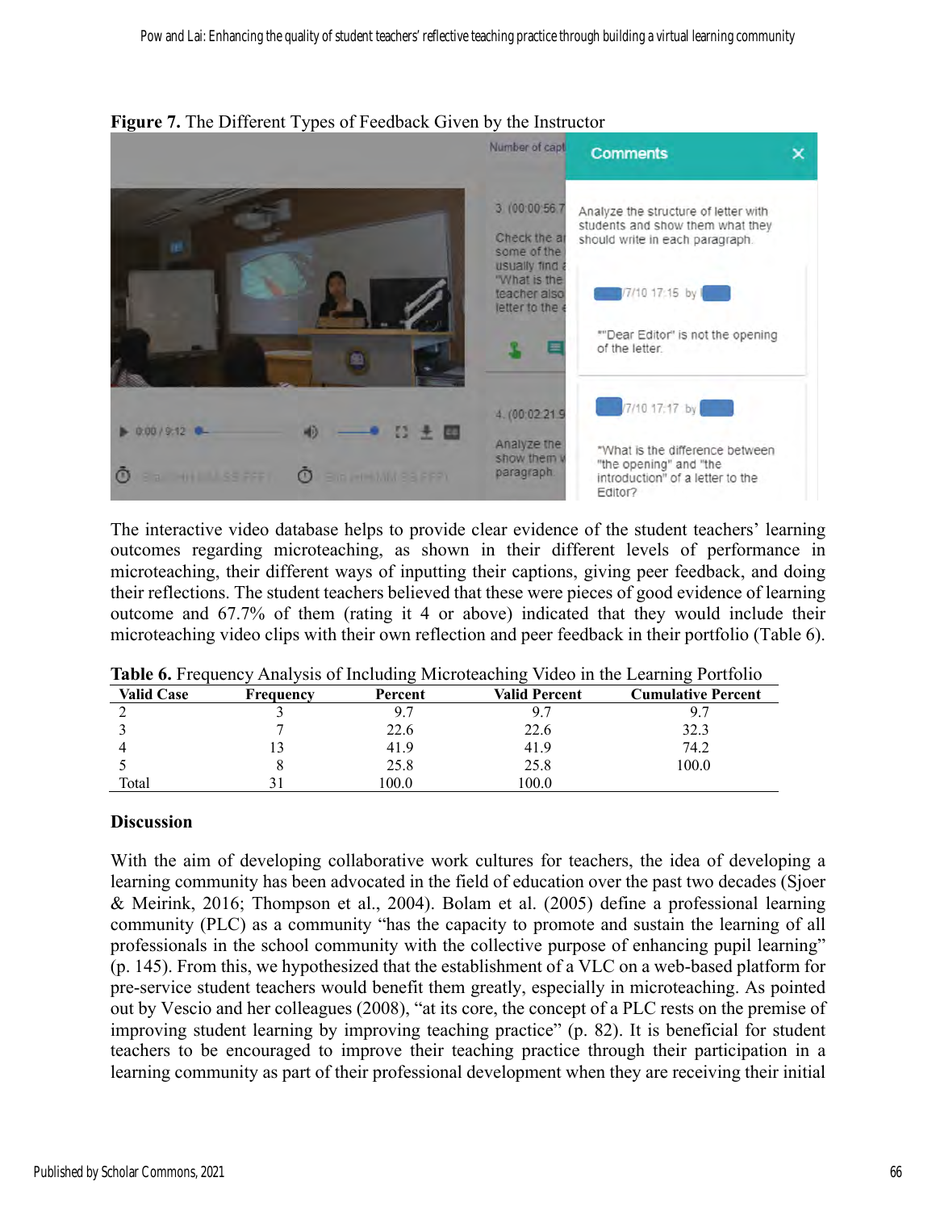**Figure 7.** The Different Types of Feedback Given by the Instructor

The interactive video database helps to provide clear evidence of the student teachers' learning outcomes regarding microteaching, as shown in their different levels of performance in microteaching, their different ways of inputting their captions, giving peer feedback, and doing their reflections. The student teachers believed that these were pieces of good evidence of learning outcome and 67.7% of them (rating it 4 or above) indicated that they would include their microteaching video clips with their own reflection and peer feedback in their portfolio (Table 6).

**Table 6.** Frequency Analysis of Including Microteaching Video in the Learning Portfolio

| Valid Case | Frequency | Percent | Valid Percent | Cumulative Percent |
|---|---|---|---|---|
| 2 | 3 | 9.7 | 9.7 | 9.7 |
| 3 | 7 | 22.6 | 22.6 | 32.3 |
| 4 | 13 | 41.9 | 41.9 | 74.2 |
| 5 | 8 | 25.8 | 25.8 | 100.0 |
| Total | 31 | 100.0 | 100.0 | |

## Discussion

With the aim of developing collaborative work cultures for teachers, the idea of developing a learning community has been advocated in the field of education over the past two decades (Sjoer & Meirink, 2016; Thompson et al., 2004). Bolam et al. (2005) define a professional learning community (PLC) as a community "has the capacity to promote and sustain the learning of all professionals in the school community with the collective purpose of enhancing pupil learning" (p. 145). From this, we hypothesized that the establishment of a VLC on a web-based platform for pre-service student teachers would benefit them greatly, especially in microteaching. As pointed out by Vescio and her colleagues (2008), "at its core, the concept of a PLC rests on the premise of improving student learning by improving teaching practice" (p. 82). It is beneficial for student teachers to be encouraged to improve their teaching practice through their participation in a learning community as part of their professional development when they are receiving their initial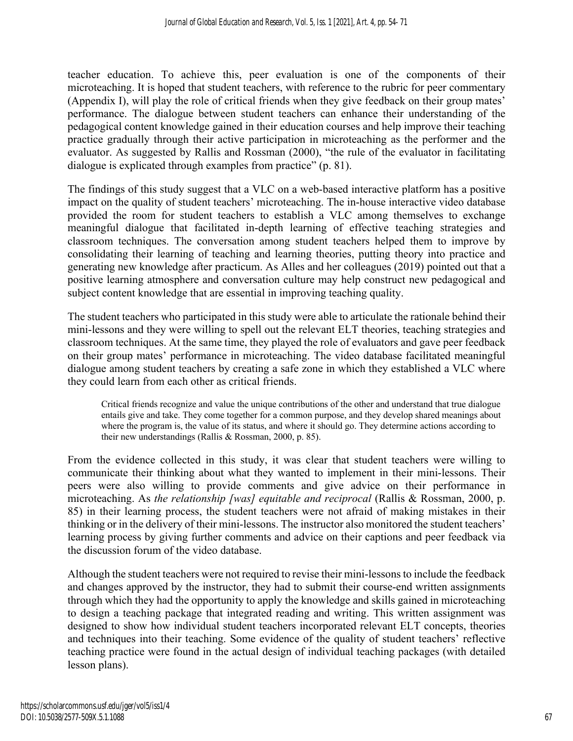teacher education. To achieve this, peer evaluation is one of the components of their microteaching. It is hoped that student teachers, with reference to the rubric for peer commentary (Appendix I), will play the role of critical friends when they give feedback on their group mates' performance. The dialogue between student teachers can enhance their understanding of the pedagogical content knowledge gained in their education courses and help improve their teaching practice gradually through their active participation in microteaching as the performer and the evaluator. As suggested by Rallis and Rossman (2000), "the rule of the evaluator in facilitating dialogue is explicated through examples from practice" (p. 81).

The findings of this study suggest that a VLC on a web-based interactive platform has a positive impact on the quality of student teachers' microteaching. The in-house interactive video database provided the room for student teachers to establish a VLC among themselves to exchange meaningful dialogue that facilitated in-depth learning of effective teaching strategies and classroom techniques. The conversation among student teachers helped them to improve by consolidating their learning of teaching and learning theories, putting theory into practice and generating new knowledge after practicum. As Alles and her colleagues (2019) pointed out that a positive learning atmosphere and conversation culture may help construct new pedagogical and subject content knowledge that are essential in improving teaching quality.

The student teachers who participated in this study were able to articulate the rationale behind their mini-lessons and they were willing to spell out the relevant ELT theories, teaching strategies and classroom techniques. At the same time, they played the role of evaluators and gave peer feedback on their group mates' performance in microteaching. The video database facilitated meaningful dialogue among student teachers by creating a safe zone in which they established a VLC where they could learn from each other as critical friends.

> Critical friends recognize and value the unique contributions of the other and understand that true dialogue entails give and take. They come together for a common purpose, and they develop shared meanings about where the program is, the value of its status, and where it should go. They determine actions according to their new understandings (Rallis & Rossman, 2000, p. 85).

From the evidence collected in this study, it was clear that student teachers were willing to communicate their thinking about what they wanted to implement in their mini-lessons. Their peers were also willing to provide comments and give advice on their performance in microteaching. As *the relationship [was] equitable and reciprocal* (Rallis & Rossman, 2000, p. 85) in their learning process, the student teachers were not afraid of making mistakes in their thinking or in the delivery of their mini-lessons. The instructor also monitored the student teachers' learning process by giving further comments and advice on their captions and peer feedback via the discussion forum of the video database.

Although the student teachers were not required to revise their mini-lessons to include the feedback and changes approved by the instructor, they had to submit their course-end written assignments through which they had the opportunity to apply the knowledge and skills gained in microteaching to design a teaching package that integrated reading and writing. This written assignment was designed to show how individual student teachers incorporated relevant ELT concepts, theories and techniques into their teaching. Some evidence of the quality of student teachers' reflective teaching practice were found in the actual design of individual teaching packages (with detailed lesson plans).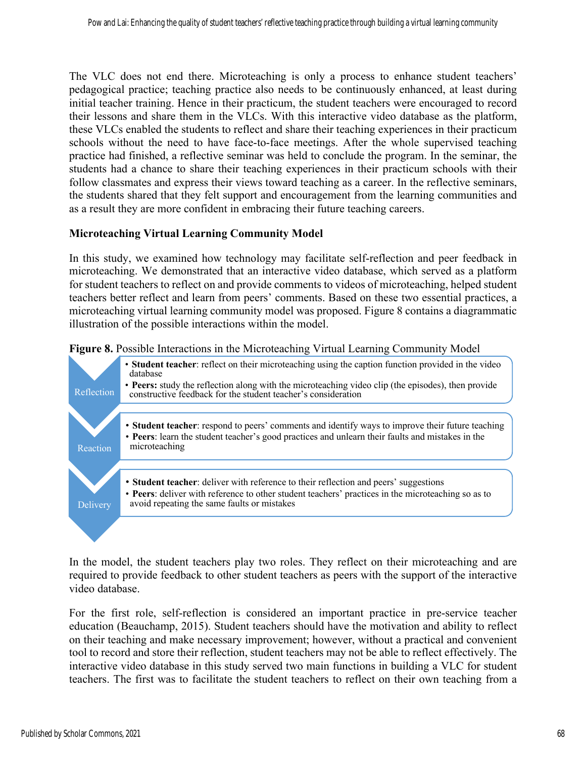The VLC does not end there. Microteaching is only a process to enhance student teachers' pedagogical practice; teaching practice also needs to be continuously enhanced, at least during initial teacher training. Hence in their practicum, the student teachers were encouraged to record their lessons and share them in the VLCs. With this interactive video database as the platform, these VLCs enabled the students to reflect and share their teaching experiences in their practicum schools without the need to have face-to-face meetings. After the whole supervised teaching practice had finished, a reflective seminar was held to conclude the program. In the seminar, the students had a chance to share their teaching experiences in their practicum schools with their follow classmates and express their views toward teaching as a career. In the reflective seminars, the students shared that they felt support and encouragement from the learning communities and as a result they are more confident in embracing their future teaching careers.

## Microteaching Virtual Learning Community Model

In this study, we examined how technology may facilitate self-reflection and peer feedback in microteaching. We demonstrated that an interactive video database, which served as a platform for student teachers to reflect on and provide comments to videos of microteaching, helped student teachers better reflect and learn from peers' comments. Based on these two essential practices, a microteaching virtual learning community model was proposed. Figure 8 contains a diagrammatic illustration of the possible interactions within the model.

**Figure 8.** Possible Interactions in the Microteaching Virtual Learning Community Model

**Reflection**
- **Student teacher**: reflect on their microteaching using the caption function provided in the video database
- **Peers:** study the reflection along with the microteaching video clip (the episodes), then provide constructive feedback for the student teacher's consideration

**Reaction**
- **Student teacher**: respond to peers' comments and identify ways to improve their future teaching
- **Peers**: learn the student teacher's good practices and unlearn their faults and mistakes in the microteaching

**Delivery**
- **Student teacher**: deliver with reference to their reflection and peers' suggestions
- **Peers**: deliver with reference to other student teachers' practices in the microteaching so as to avoid repeating the same faults or mistakes

In the model, the student teachers play two roles. They reflect on their microteaching and are required to provide feedback to other student teachers as peers with the support of the interactive video database.

For the first role, self-reflection is considered an important practice in pre-service teacher education (Beauchamp, 2015). Student teachers should have the motivation and ability to reflect on their teaching and make necessary improvement; however, without a practical and convenient tool to record and store their reflection, student teachers may not be able to reflect effectively. The interactive video database in this study served two main functions in building a VLC for student teachers. The first was to facilitate the student teachers to reflect on their own teaching from a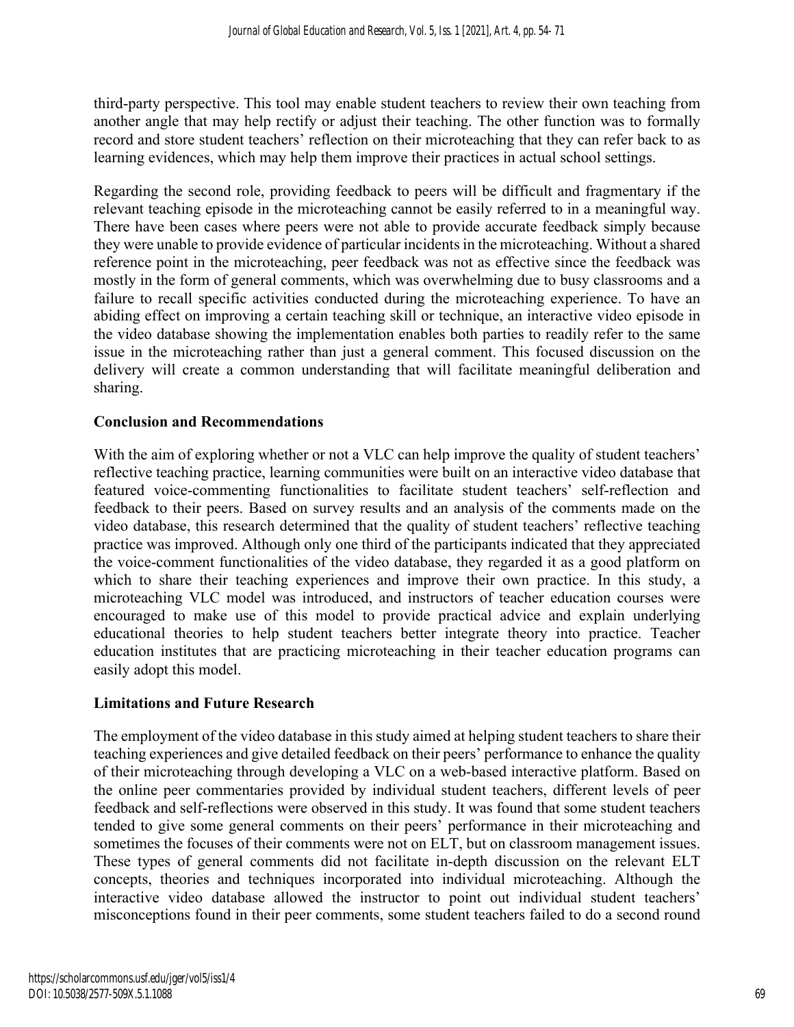third-party perspective. This tool may enable student teachers to review their own teaching from another angle that may help rectify or adjust their teaching. The other function was to formally record and store student teachers' reflection on their microteaching that they can refer back to as learning evidences, which may help them improve their practices in actual school settings.

Regarding the second role, providing feedback to peers will be difficult and fragmentary if the relevant teaching episode in the microteaching cannot be easily referred to in a meaningful way. There have been cases where peers were not able to provide accurate feedback simply because they were unable to provide evidence of particular incidents in the microteaching. Without a shared reference point in the microteaching, peer feedback was not as effective since the feedback was mostly in the form of general comments, which was overwhelming due to busy classrooms and a failure to recall specific activities conducted during the microteaching experience. To have an abiding effect on improving a certain teaching skill or technique, an interactive video episode in the video database showing the implementation enables both parties to readily refer to the same issue in the microteaching rather than just a general comment. This focused discussion on the delivery will create a common understanding that will facilitate meaningful deliberation and sharing.

## Conclusion and Recommendations

With the aim of exploring whether or not a VLC can help improve the quality of student teachers' reflective teaching practice, learning communities were built on an interactive video database that featured voice-commenting functionalities to facilitate student teachers' self-reflection and feedback to their peers. Based on survey results and an analysis of the comments made on the video database, this research determined that the quality of student teachers' reflective teaching practice was improved. Although only one third of the participants indicated that they appreciated the voice-comment functionalities of the video database, they regarded it as a good platform on which to share their teaching experiences and improve their own practice. In this study, a microteaching VLC model was introduced, and instructors of teacher education courses were encouraged to make use of this model to provide practical advice and explain underlying educational theories to help student teachers better integrate theory into practice. Teacher education institutes that are practicing microteaching in their teacher education programs can easily adopt this model.

## Limitations and Future Research

The employment of the video database in this study aimed at helping student teachers to share their teaching experiences and give detailed feedback on their peers' performance to enhance the quality of their microteaching through developing a VLC on a web-based interactive platform. Based on the online peer commentaries provided by individual student teachers, different levels of peer feedback and self-reflections were observed in this study. It was found that some student teachers tended to give some general comments on their peers' performance in their microteaching and sometimes the focuses of their comments were not on ELT, but on classroom management issues. These types of general comments did not facilitate in-depth discussion on the relevant ELT concepts, theories and techniques incorporated into individual microteaching. Although the interactive video database allowed the instructor to point out individual student teachers' misconceptions found in their peer comments, some student teachers failed to do a second round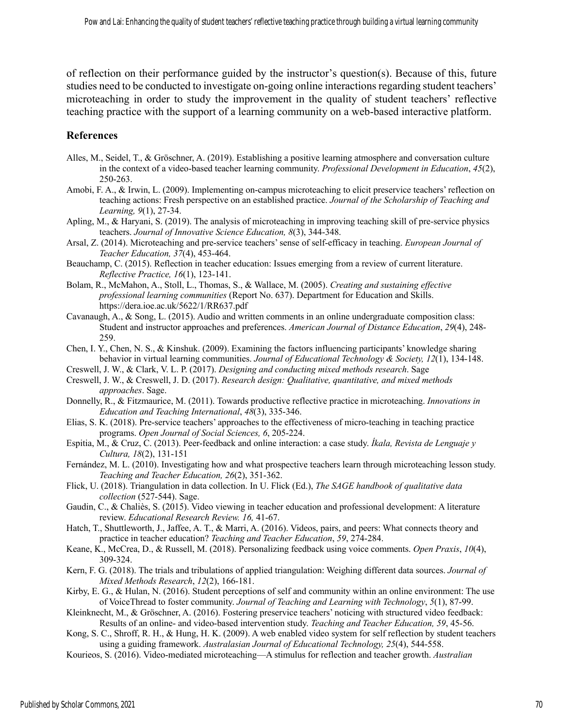of reflection on their performance guided by the instructor's question(s). Because of this, future studies need to be conducted to investigate on-going online interactions regarding student teachers' microteaching in order to study the improvement in the quality of student teachers' reflective teaching practice with the support of a learning community on a web-based interactive platform.

## References

Alles, M., Seidel, T., & Gröschner, A. (2019). Establishing a positive learning atmosphere and conversation culture in the context of a video-based teacher learning community. *Professional Development in Education*, *45*(2), 250-263.

Amobi, F. A., & Irwin, L. (2009). Implementing on-campus microteaching to elicit preservice teachers' reflection on teaching actions: Fresh perspective on an established practice. *Journal of the Scholarship of Teaching and Learning, 9*(1), 27-34.

Apling, M., & Haryani, S. (2019). The analysis of microteaching in improving teaching skill of pre-service physics teachers. *Journal of Innovative Science Education, 8*(3), 344-348.

Arsal, Z. (2014). Microteaching and pre-service teachers' sense of self-efficacy in teaching. *European Journal of Teacher Education, 37*(4), 453-464.

Beauchamp, C. (2015). Reflection in teacher education: Issues emerging from a review of current literature. *Reflective Practice, 16*(1), 123-141.

Bolam, R., McMahon, A., Stoll, L., Thomas, S., & Wallace, M. (2005). *Creating and sustaining effective professional learning communities* (Report No. 637). Department for Education and Skills. https://dera.ioe.ac.uk/5622/1/RR637.pdf

Cavanaugh, A., & Song, L. (2015). Audio and written comments in an online undergraduate composition class: Student and instructor approaches and preferences. *American Journal of Distance Education*, *29*(4), 248-259.

Chen, I. Y., Chen, N. S., & Kinshuk. (2009). Examining the factors influencing participants' knowledge sharing behavior in virtual learning communities. *Journal of Educational Technology & Society, 12*(1), 134-148.

Creswell, J. W., & Clark, V. L. P. (2017). *Designing and conducting mixed methods research*. Sage

Creswell, J. W., & Creswell, J. D. (2017). *Research design: Qualitative, quantitative, and mixed methods approaches*. Sage.

Donnelly, R., & Fitzmaurice, M. (2011). Towards productive reflective practice in microteaching. *Innovations in Education and Teaching International*, *48*(3), 335-346.

Elias, S. K. (2018). Pre-service teachers' approaches to the effectiveness of micro-teaching in teaching practice programs. *Open Journal of Social Sciences, 6*, 205-224.

Espitia, M., & Cruz, C. (2013). Peer-feedback and online interaction: a case study. *Íkala, Revista de Lenguaje y Cultura, 18*(2), 131-151

Fernández, M. L. (2010). Investigating how and what prospective teachers learn through microteaching lesson study. *Teaching and Teacher Education, 26*(2), 351-362.

Flick, U. (2018). Triangulation in data collection. In U. Flick (Ed.), *The SAGE handbook of qualitative data collection* (527-544). Sage.

Gaudin, C., & Chaliès, S. (2015). Video viewing in teacher education and professional development: A literature review. *Educational Research Review. 16,* 41-67.

Hatch, T., Shuttleworth, J., Jaffee, A. T., & Marri, A. (2016). Videos, pairs, and peers: What connects theory and practice in teacher education? *Teaching and Teacher Education*, *59*, 274-284.

Keane, K., McCrea, D., & Russell, M. (2018). Personalizing feedback using voice comments. *Open Praxis*, *10*(4), 309-324.

Kern, F. G. (2018). The trials and tribulations of applied triangulation: Weighing different data sources. *Journal of Mixed Methods Research*, *12*(2), 166-181.

Kirby, E. G., & Hulan, N. (2016). Student perceptions of self and community within an online environment: The use of VoiceThread to foster community. *Journal of Teaching and Learning with Technology*, *5*(1), 87-99.

Kleinknecht, M., & Gröschner, A. (2016). Fostering preservice teachers' noticing with structured video feedback: Results of an online- and video-based intervention study. *Teaching and Teacher Education, 59*, 45-56.

Kong, S. C., Shroff, R. H., & Hung, H. K. (2009). A web enabled video system for self reflection by student teachers using a guiding framework. *Australasian Journal of Educational Technology, 25*(4), 544-558.

Kourieos, S. (2016). Video-mediated microteaching—A stimulus for reflection and teacher growth. *Australian*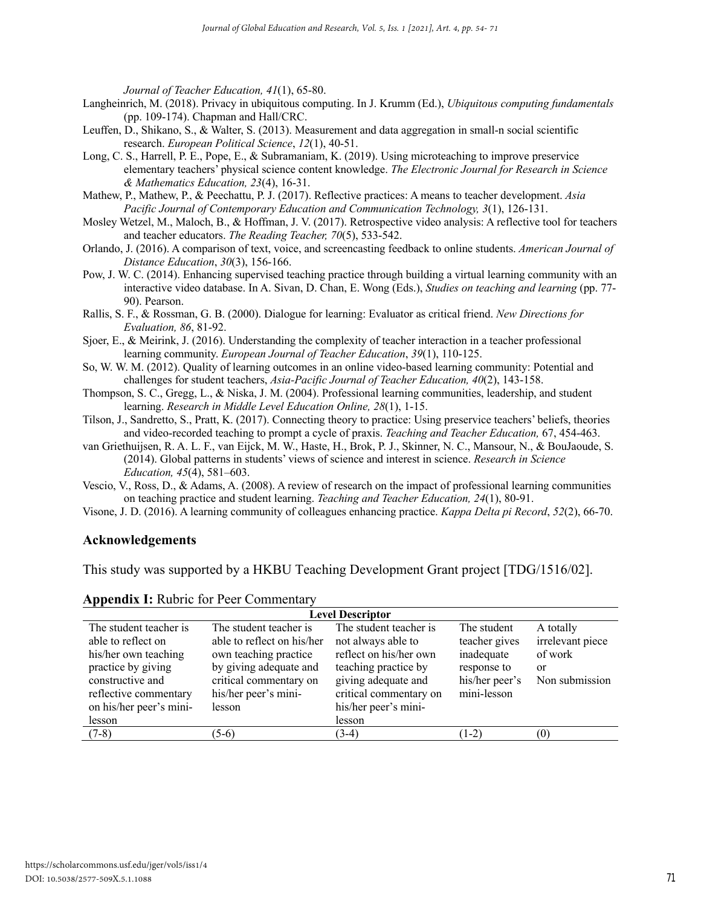*Journal of Teacher Education, 41*(1), 65-80.

Langheinrich, M. (2018). Privacy in ubiquitous computing. In J. Krumm (Ed.), *Ubiquitous computing fundamentals* (pp. 109-174). Chapman and Hall/CRC.

Leuffen, D., Shikano, S., & Walter, S. (2013). Measurement and data aggregation in small-n social scientific research. *European Political Science*, *12*(1), 40-51.

Long, C. S., Harrell, P. E., Pope, E., & Subramaniam, K. (2019). Using microteaching to improve preservice elementary teachers' physical science content knowledge. *The Electronic Journal for Research in Science & Mathematics Education, 23*(4), 16-31.

Mathew, P., Mathew, P., & Peechattu, P. J. (2017). Reflective practices: A means to teacher development. *Asia Pacific Journal of Contemporary Education and Communication Technology, 3*(1), 126-131.

Mosley Wetzel, M., Maloch, B., & Hoffman, J. V. (2017). Retrospective video analysis: A reflective tool for teachers and teacher educators. *The Reading Teacher, 70*(5), 533-542.

Orlando, J. (2016). A comparison of text, voice, and screencasting feedback to online students. *American Journal of Distance Education*, *30*(3), 156-166.

Pow, J. W. C. (2014). Enhancing supervised teaching practice through building a virtual learning community with an interactive video database. In A. Sivan, D. Chan, E. Wong (Eds.), *Studies on teaching and learning* (pp. 77-90). Pearson.

Rallis, S. F., & Rossman, G. B. (2000). Dialogue for learning: Evaluator as critical friend. *New Directions for Evaluation, 86*, 81-92.

Sjoer, E., & Meirink, J. (2016). Understanding the complexity of teacher interaction in a teacher professional learning community. *European Journal of Teacher Education*, *39*(1), 110-125.

So, W. W. M. (2012). Quality of learning outcomes in an online video-based learning community: Potential and challenges for student teachers, *Asia-Pacific Journal of Teacher Education, 40*(2), 143-158.

Thompson, S. C., Gregg, L., & Niska, J. M. (2004). Professional learning communities, leadership, and student learning. *Research in Middle Level Education Online, 28*(1), 1-15.

Tilson, J., Sandretto, S., Pratt, K. (2017). Connecting theory to practice: Using preservice teachers' beliefs, theories and video-recorded teaching to prompt a cycle of praxis. *Teaching and Teacher Education,* 67, 454-463.

van Griethuijsen, R. A. L. F., van Eijck, M. W., Haste, H., Brok, P. J., Skinner, N. C., Mansour, N., & BouJaoude, S. (2014). Global patterns in students' views of science and interest in science. *Research in Science Education, 45*(4), 581–603.

Vescio, V., Ross, D., & Adams, A. (2008). A review of research on the impact of professional learning communities on teaching practice and student learning. *Teaching and Teacher Education, 24*(1), 80-91.

Visone, J. D. (2016). A learning community of colleagues enhancing practice. *Kappa Delta pi Record*, *52*(2), 66-70.

## Acknowledgements

This study was supported by a HKBU Teaching Development Grant project [TDG/1516/02].

**Appendix I:** Rubric for Peer Commentary

| Level Descriptor | | | | |
|---|---|---|---|---|
| The student teacher is able to reflect on his/her own teaching practice by giving constructive and reflective commentary on his/her peer's mini-lesson | The student teacher is able to reflect on his/her own teaching practice by giving adequate and critical commentary on his/her peer's mini-lesson | The student teacher is not always able to reflect on his/her own teaching practice by giving adequate and critical commentary on his/her peer's mini-lesson | The student teacher gives inadequate response to his/her peer's mini-lesson | A totally irrelevant piece of work or Non submission |
| (7-8) | (5-6) | (3-4) | (1-2) | (0) |